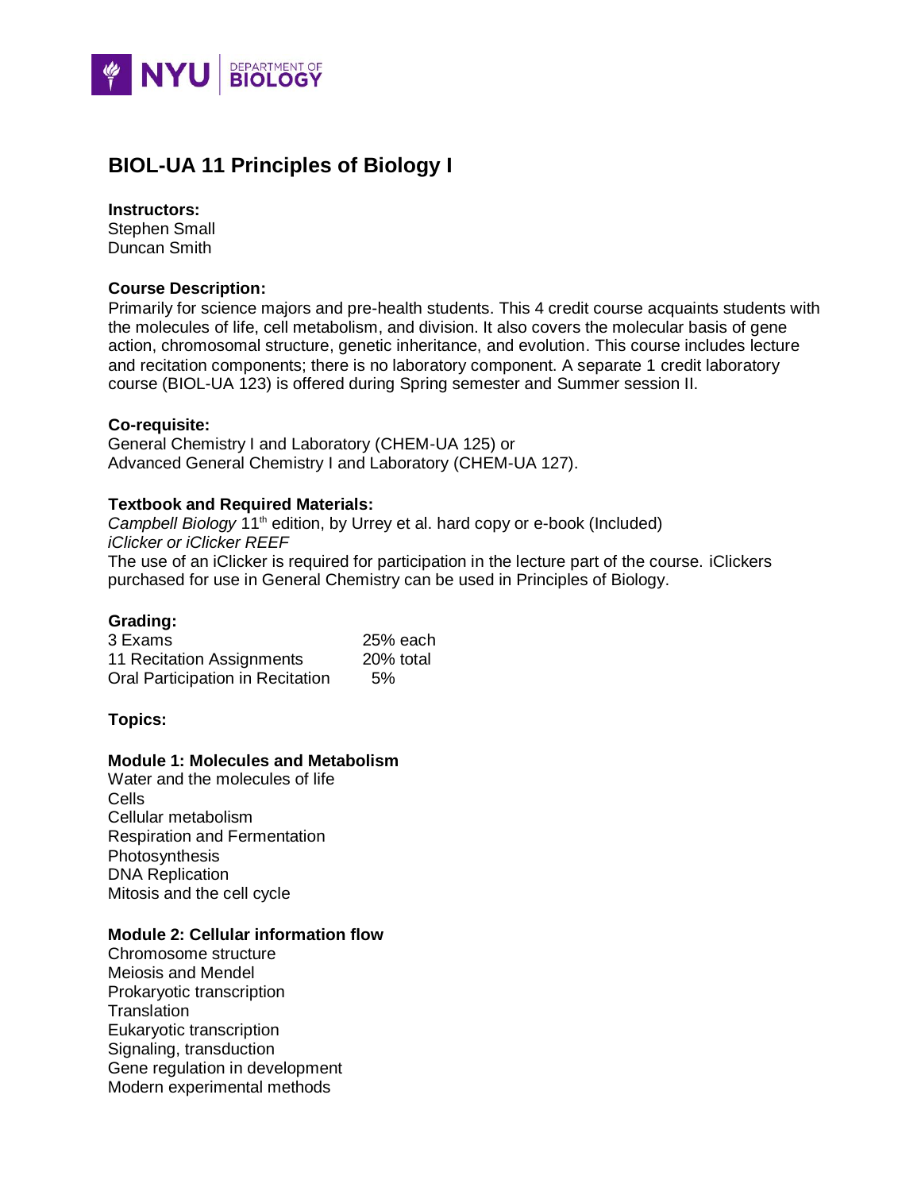# BIOL-UA 11 Principles of Biology I

**Instructors:**
Stephen Small
Duncan Smith

**Course Description:**
Primarily for science majors and pre-health students. This 4 credit course acquaints students with the molecules of life, cell metabolism, and division. It also covers the molecular basis of gene action, chromosomal structure, genetic inheritance, and evolution. This course includes lecture and recitation components; there is no laboratory component. A separate 1 credit laboratory course (BIOL-UA 123) is offered during Spring semester and Summer session II.

**Co-requisite:**
General Chemistry I and Laboratory (CHEM-UA 125) or
Advanced General Chemistry I and Laboratory (CHEM-UA 127).

**Textbook and Required Materials:**
*Campbell Biology* 11th edition, by Urrey et al. hard copy or e-book (Included)
*iClicker or iClicker REEF*
The use of an iClicker is required for participation in the lecture part of the course. iClickers purchased for use in General Chemistry can be used in Principles of Biology.

**Grading:**

| | |
|---|---|
| 3 Exams | 25% each |
| 11 Recitation Assignments | 20% total |
| Oral Participation in Recitation | 5% |

**Topics:**

**Module 1: Molecules and Metabolism**
Water and the molecules of life
Cells
Cellular metabolism
Respiration and Fermentation
Photosynthesis
DNA Replication
Mitosis and the cell cycle

**Module 2: Cellular information flow**
Chromosome structure
Meiosis and Mendel
Prokaryotic transcription
Translation
Eukaryotic transcription
Signaling, transduction
Gene regulation in development
Modern experimental methods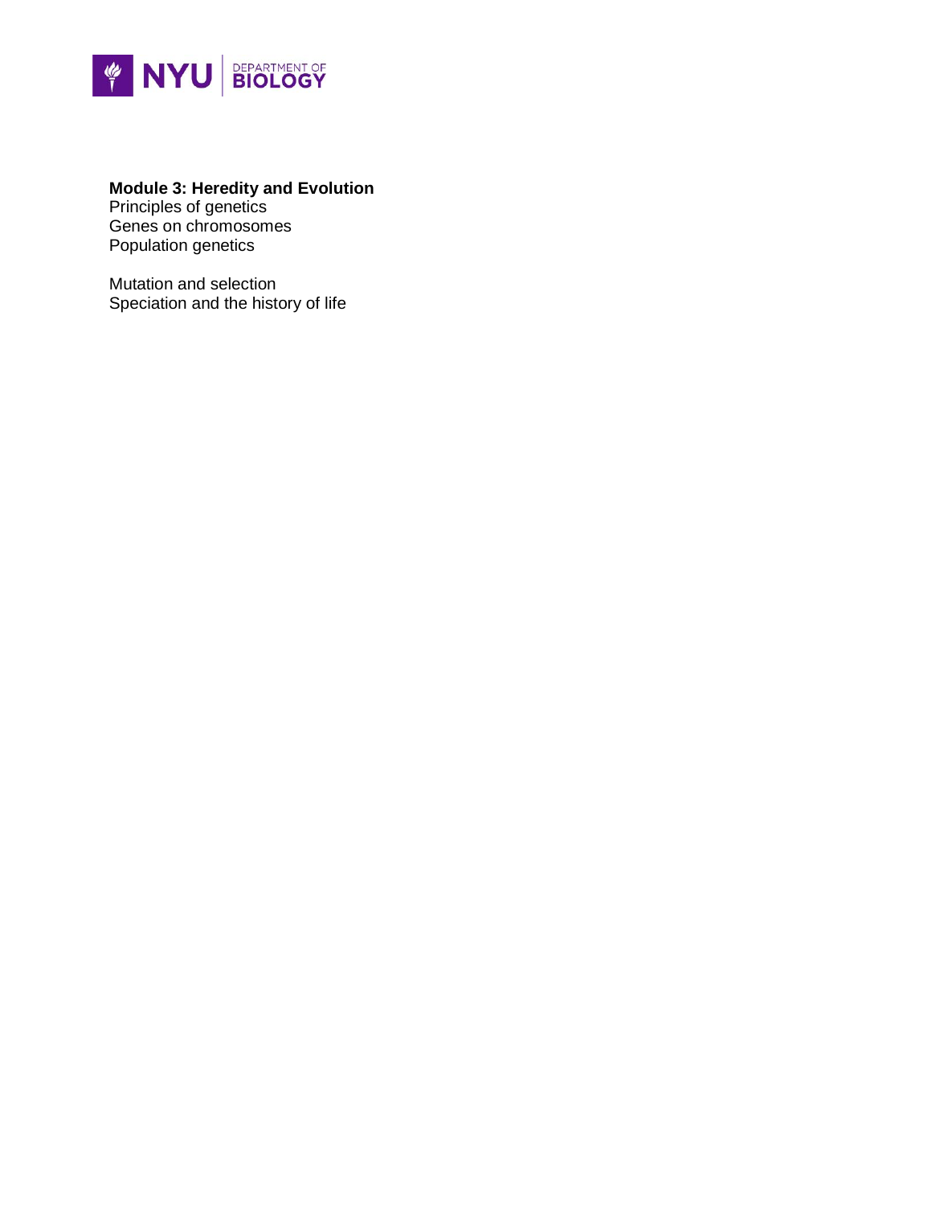**Module 3: Heredity and Evolution**
Principles of genetics
Genes on chromosomes
Population genetics

Mutation and selection
Speciation and the history of life